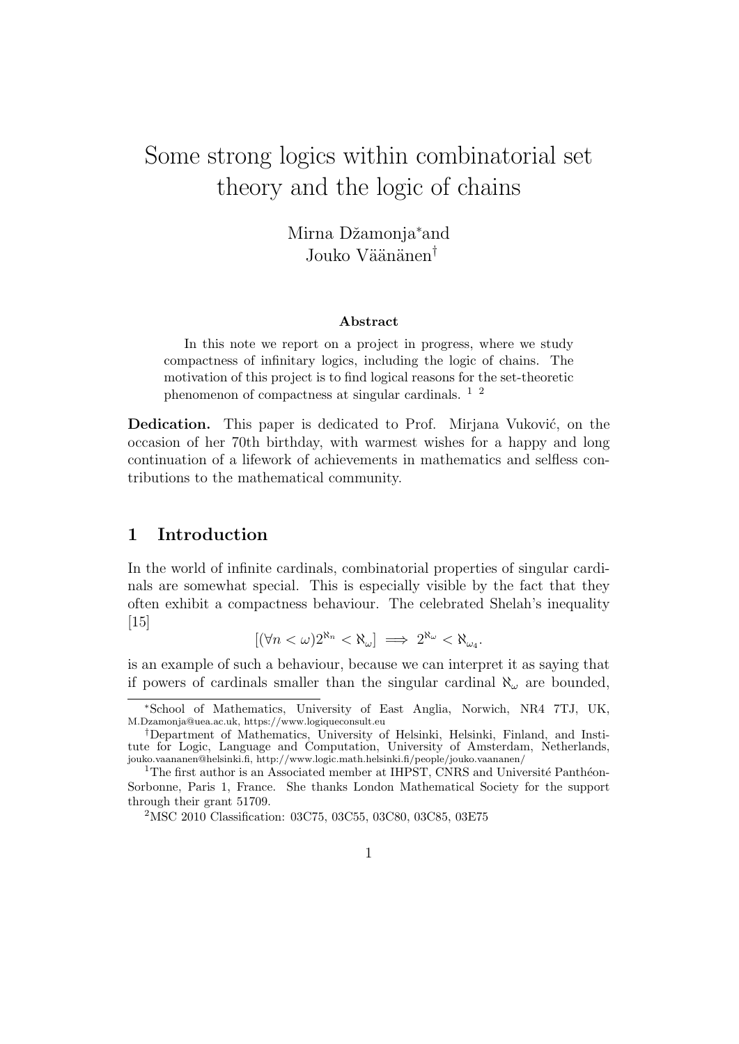# Some strong logics within combinatorial set theory and the logic of chains

Mirna Džamonja*and
Jouko Väänänen[†]

### Abstract

In this note we report on a project in progress, where we study compactness of infinitary logics, including the logic of chains. The motivation of this project is to find logical reasons for the set-theoretic phenomenon of compactness at singular cardinals. [1] [2]

**Dedication.** This paper is dedicated to Prof. Mirjana Vuković, on the occasion of her 70th birthday, with warmest wishes for a happy and long continuation of a lifework of achievements in mathematics and selfless contributions to the mathematical community.

## 1 Introduction

In the world of infinite cardinals, combinatorial properties of singular cardinals are somewhat special. This is especially visible by the fact that they often exhibit a compactness behaviour. The celebrated Shelah's inequality [15]

$$[(\forall n < \omega) 2^{\aleph_n} < \aleph_\omega] \implies 2^{\aleph_\omega} < \aleph_{\omega_4}.$$

is an example of such a behaviour, because we can interpret it as saying that if powers of cardinals smaller than the singular cardinal $\aleph_\omega$ are bounded,

---

*School of Mathematics, University of East Anglia, Norwich, NR4 7TJ, UK, M.Dzamonja@uea.ac.uk, https://www.logiqueconsult.eu

[†]Department of Mathematics, University of Helsinki, Helsinki, Finland, and Institute for Logic, Language and Computation, University of Amsterdam, Netherlands, jouko.vaananen@helsinki.fi, http://www.logic.math.helsinki.fi/people/jouko.vaananen/

[1]The first author is an Associated member at IHPST, CNRS and Université Panthéon-Sorbonne, Paris 1, France. She thanks London Mathematical Society for the support through their grant 51709.

[2]MSC 2010 Classification: 03C75, 03C55, 03C80, 03C85, 03E75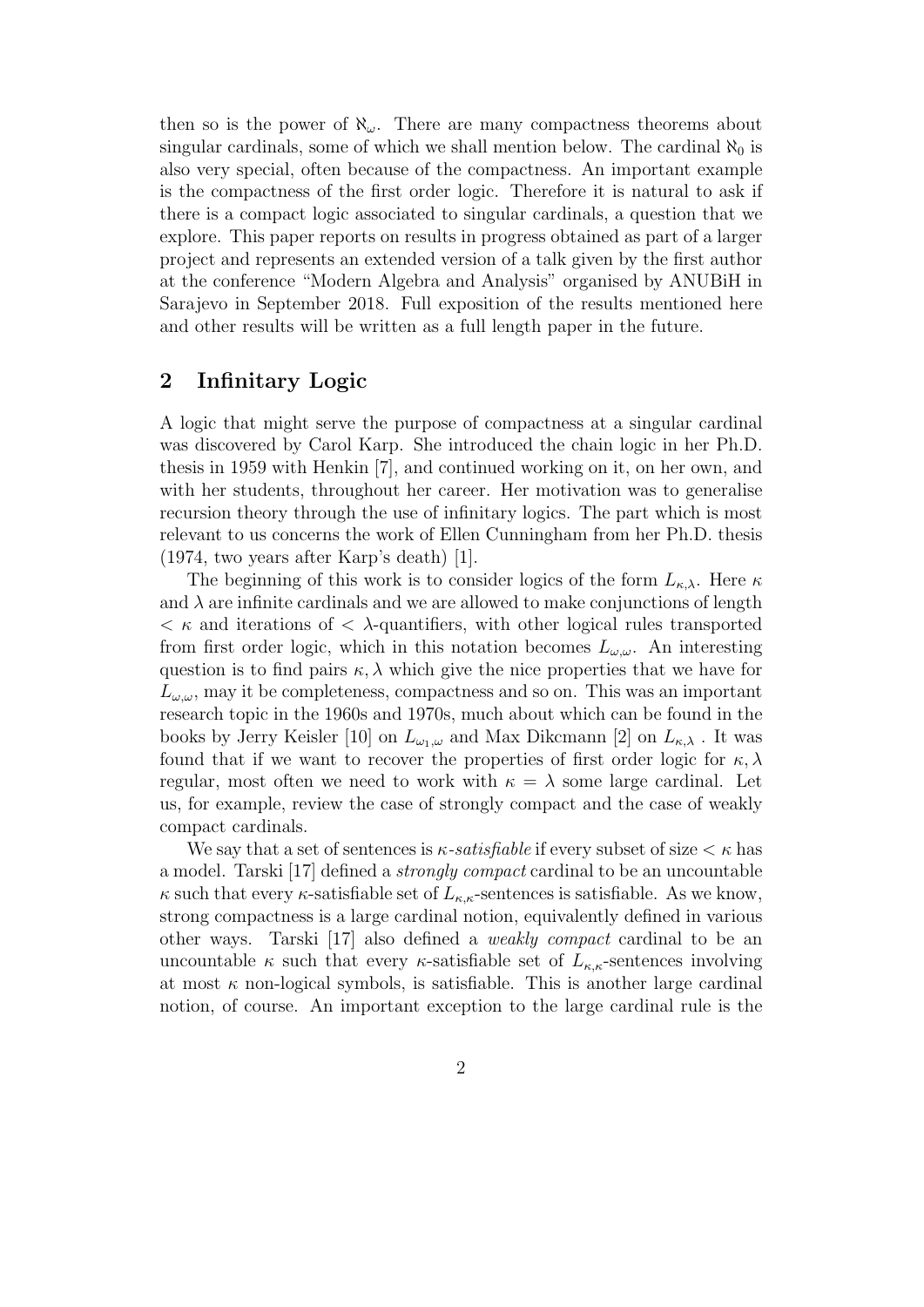then so is the power of $\aleph_\omega$. There are many compactness theorems about singular cardinals, some of which we shall mention below. The cardinal $\aleph_0$ is also very special, often because of the compactness. An important example is the compactness of the first order logic. Therefore it is natural to ask if there is a compact logic associated to singular cardinals, a question that we explore. This paper reports on results in progress obtained as part of a larger project and represents an extended version of a talk given by the first author at the conference "Modern Algebra and Analysis" organised by ANUBiH in Sarajevo in September 2018. Full exposition of the results mentioned here and other results will be written as a full length paper in the future.

## 2 Infinitary Logic

A logic that might serve the purpose of compactness at a singular cardinal was discovered by Carol Karp. She introduced the chain logic in her Ph.D. thesis in 1959 with Henkin [7], and continued working on it, on her own, and with her students, throughout her career. Her motivation was to generalise recursion theory through the use of infinitary logics. The part which is most relevant to us concerns the work of Ellen Cunningham from her Ph.D. thesis (1974, two years after Karp's death) [1].

The beginning of this work is to consider logics of the form $L_{\kappa,\lambda}$. Here $\kappa$ and $\lambda$ are infinite cardinals and we are allowed to make conjunctions of length $< \kappa$ and iterations of $< \lambda$-quantifiers, with other logical rules transported from first order logic, which in this notation becomes $L_{\omega,\omega}$. An interesting question is to find pairs $\kappa, \lambda$ which give the nice properties that we have for $L_{\omega,\omega}$, may it be completeness, compactness and so on. This was an important research topic in the 1960s and 1970s, much about which can be found in the books by Jerry Keisler [10] on $L_{\omega_1,\omega}$ and Max Dikcmann [2] on $L_{\kappa,\lambda}$ . It was found that if we want to recover the properties of first order logic for $\kappa, \lambda$ regular, most often we need to work with $\kappa = \lambda$ some large cardinal. Let us, for example, review the case of strongly compact and the case of weakly compact cardinals.

We say that a set of sentences is *$\kappa$-satisfiable* if every subset of size $< \kappa$ has a model. Tarski [17] defined a *strongly compact* cardinal to be an uncountable $\kappa$ such that every $\kappa$-satisfiable set of $L_{\kappa,\kappa}$-sentences is satisfiable. As we know, strong compactness is a large cardinal notion, equivalently defined in various other ways. Tarski [17] also defined a *weakly compact* cardinal to be an uncountable $\kappa$ such that every $\kappa$-satisfiable set of $L_{\kappa,\kappa}$-sentences involving at most $\kappa$ non-logical symbols, is satisfiable. This is another large cardinal notion, of course. An important exception to the large cardinal rule is the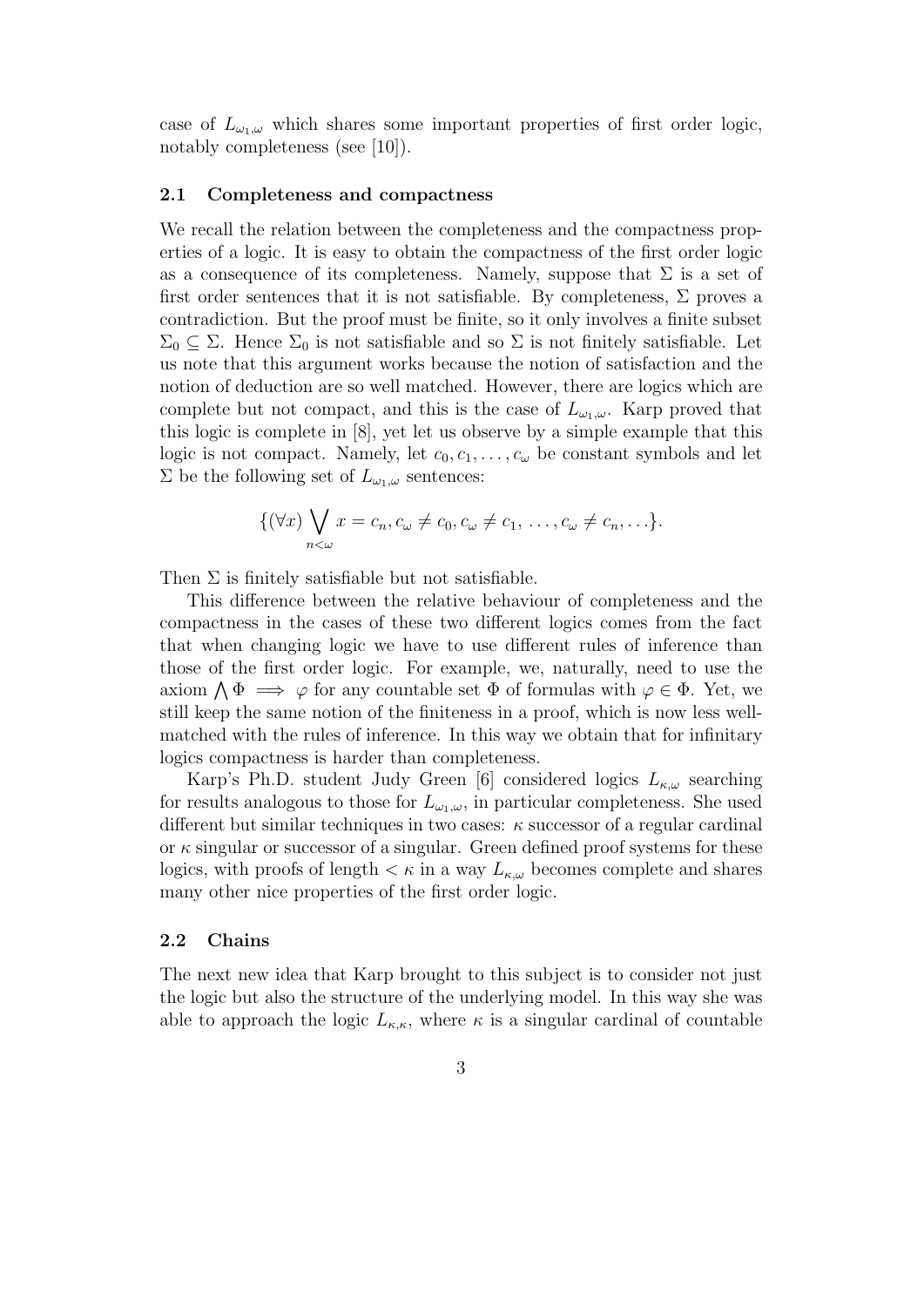case of $L_{\omega_1,\omega}$ which shares some important properties of first order logic, notably completeness (see [10]).

### 2.1 Completeness and compactness

We recall the relation between the completeness and the compactness properties of a logic. It is easy to obtain the compactness of the first order logic as a consequence of its completeness. Namely, suppose that $\Sigma$ is a set of first order sentences that it is not satisfiable. By completeness, $\Sigma$ proves a contradiction. But the proof must be finite, so it only involves a finite subset $\Sigma_0 \subseteq \Sigma$. Hence $\Sigma_0$ is not satisfiable and so $\Sigma$ is not finitely satisfiable. Let us note that this argument works because the notion of satisfaction and the notion of deduction are so well matched. However, there are logics which are complete but not compact, and this is the case of $L_{\omega_1,\omega}$. Karp proved that this logic is complete in [8], yet let us observe by a simple example that this logic is not compact. Namely, let $c_0, c_1, \ldots, c_\omega$ be constant symbols and let $\Sigma$ be the following set of $L_{\omega_1,\omega}$ sentences:

$$\{(\forall x) \bigvee_{n<\omega} x = c_n, c_\omega \neq c_0, c_\omega \neq c_1, \ldots, c_\omega \neq c_n, \ldots\}.$$

Then $\Sigma$ is finitely satisfiable but not satisfiable.

This difference between the relative behaviour of completeness and the compactness in the cases of these two different logics comes from the fact that when changing logic we have to use different rules of inference than those of the first order logic. For example, we, naturally, need to use the axiom $\bigwedge \Phi \implies \varphi$ for any countable set $\Phi$ of formulas with $\varphi \in \Phi$. Yet, we still keep the same notion of the finiteness in a proof, which is now less well-matched with the rules of inference. In this way we obtain that for infinitary logics compactness is harder than completeness.

Karp's Ph.D. student Judy Green [6] considered logics $L_{\kappa,\omega}$ searching for results analogous to those for $L_{\omega_1,\omega}$, in particular completeness. She used different but similar techniques in two cases: $\kappa$ successor of a regular cardinal or $\kappa$ singular or successor of a singular. Green defined proof systems for these logics, with proofs of length $< \kappa$ in a way $L_{\kappa,\omega}$ becomes complete and shares many other nice properties of the first order logic.

### 2.2 Chains

The next new idea that Karp brought to this subject is to consider not just the logic but also the structure of the underlying model. In this way she was able to approach the logic $L_{\kappa,\kappa}$, where $\kappa$ is a singular cardinal of countable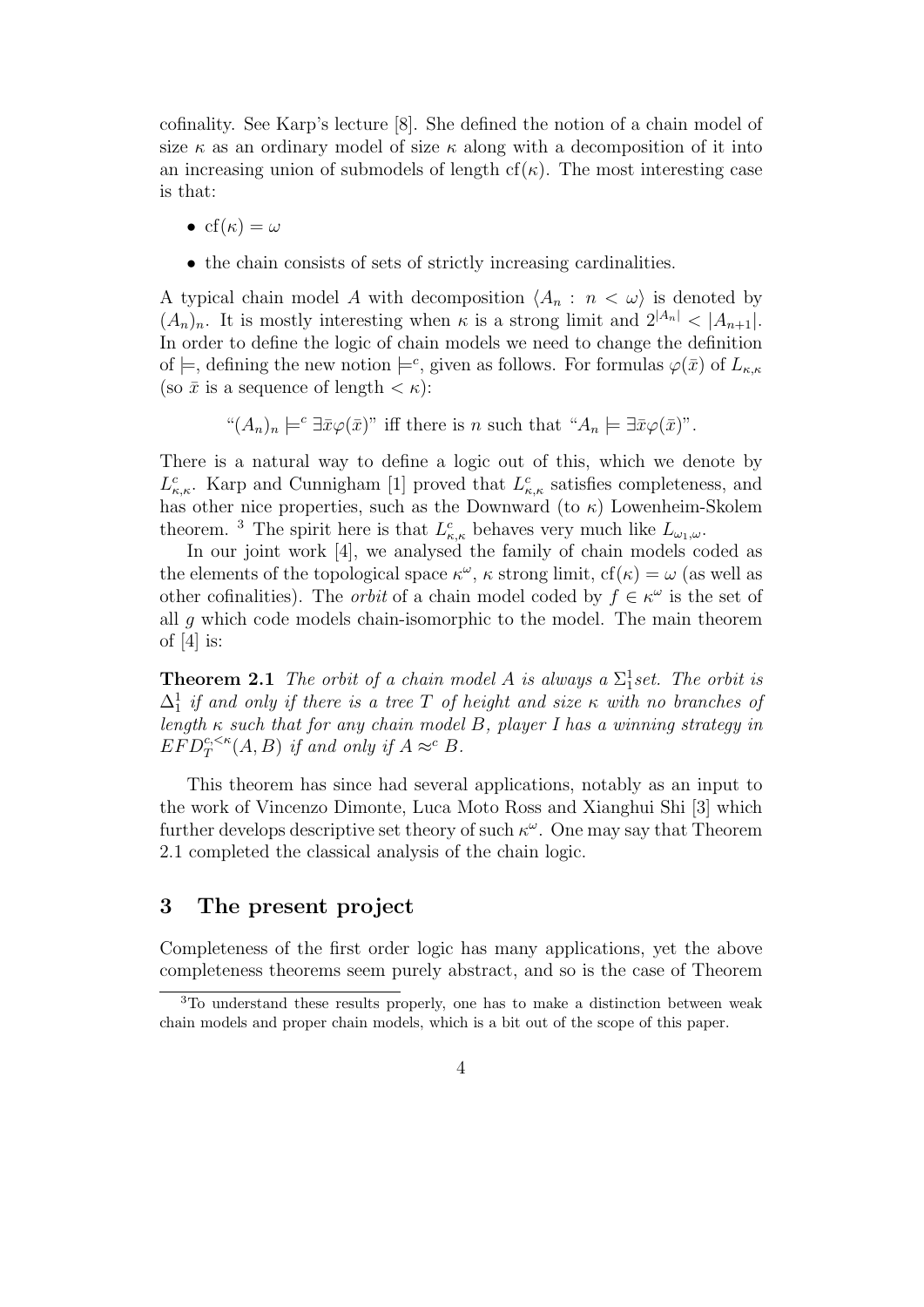cofinality. See Karp's lecture [8]. She defined the notion of a chain model of size $\kappa$ as an ordinary model of size $\kappa$ along with a decomposition of it into an increasing union of submodels of length $\text{cf}(\kappa)$. The most interesting case is that:

- $\text{cf}(\kappa) = \omega$
- the chain consists of sets of strictly increasing cardinalities.

A typical chain model $A$ with decomposition $\langle A_n : n < \omega \rangle$ is denoted by $(A_n)_n$. It is mostly interesting when $\kappa$ is a strong limit and $2^{|A_n|} < |A_{n+1}|$. In order to define the logic of chain models we need to change the definition of $\models$, defining the new notion $\models^c$, given as follows. For formulas $\varphi(\bar{x})$ of $L_{\kappa,\kappa}$ (so $\bar{x}$ is a sequence of length $< \kappa$):

$$\text{“}(A_n)_n \models^c \exists \bar{x} \varphi(\bar{x})\text{” iff there is } n \text{ such that “}A_n \models \exists \bar{x} \varphi(\bar{x})\text{”}.$$

There is a natural way to define a logic out of this, which we denote by $L^c_{\kappa,\kappa}$. Karp and Cunnigham [1] proved that $L^c_{\kappa,\kappa}$ satisfies completeness, and has other nice properties, such as the Downward (to $\kappa$) Lowenheim-Skolem theorem. [3] The spirit here is that $L^c_{\kappa,\kappa}$ behaves very much like $L_{\omega_1,\omega}$.

In our joint work [4], we analysed the family of chain models coded as the elements of the topological space $\kappa^\omega$, $\kappa$ strong limit, $\text{cf}(\kappa) = \omega$ (as well as other cofinalities). The *orbit* of a chain model coded by $f \in \kappa^\omega$ is the set of all $g$ which code models chain-isomorphic to the model. The main theorem of [4] is:

**Theorem 2.1** *The orbit of a chain model $A$ is always a $\Sigma^1_1$set. The orbit is $\Delta^1_1$ if and only if there is a tree $T$ of height and size $\kappa$ with no branches of length $\kappa$ such that for any chain model $B$, player I has a winning strategy in $EFD^{c,<\kappa}_T(A, B)$ if and only if $A \approx^c B$.*

This theorem has since had several applications, notably as an input to the work of Vincenzo Dimonte, Luca Moto Ross and Xianghui Shi [3] which further develops descriptive set theory of such $\kappa^\omega$. One may say that Theorem 2.1 completed the classical analysis of the chain logic.

## 3 The present project

Completeness of the first order logic has many applications, yet the above completeness theorems seem purely abstract, and so is the case of Theorem

[3] To understand these results properly, one has to make a distinction between weak chain models and proper chain models, which is a bit out of the scope of this paper.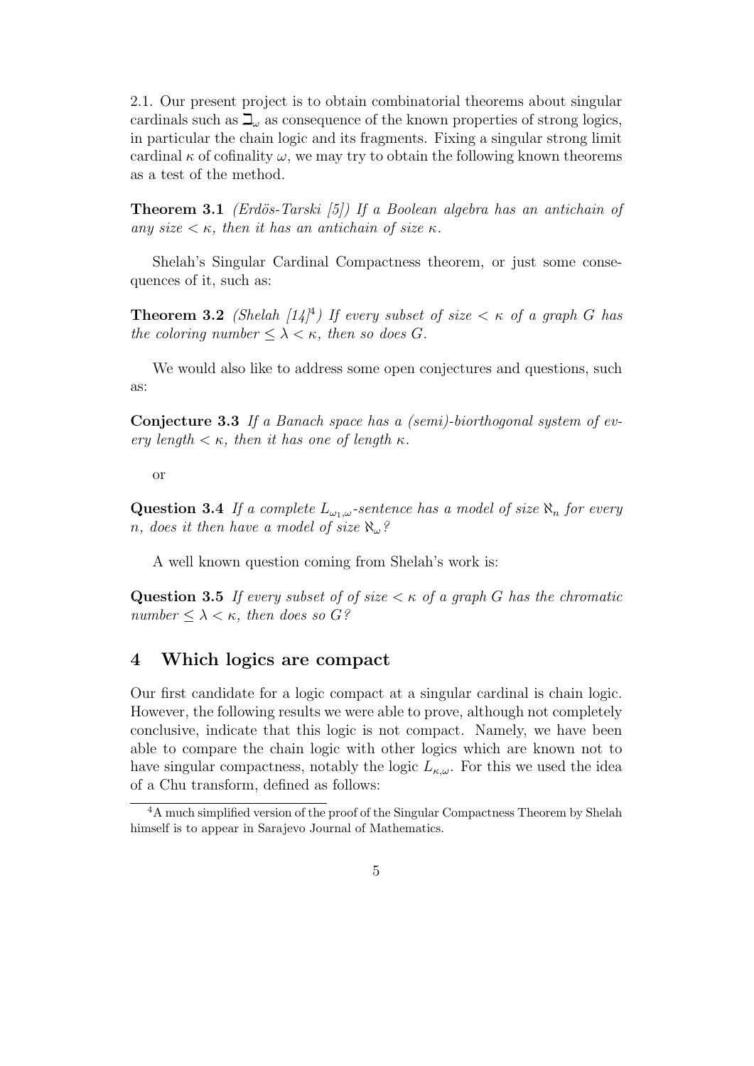2.1. Our present project is to obtain combinatorial theorems about singular cardinals such as $\beth_\omega$ as consequence of the known properties of strong logics, in particular the chain logic and its fragments. Fixing a singular strong limit cardinal $\kappa$ of cofinality $\omega$, we may try to obtain the following known theorems as a test of the method.

**Theorem 3.1** *(Erdös-Tarski [5]) If a Boolean algebra has an antichain of any size $< \kappa$, then it has an antichain of size $\kappa$.*

Shelah's Singular Cardinal Compactness theorem, or just some consequences of it, such as:

**Theorem 3.2** *(Shelah [14][4]) If every subset of size $< \kappa$ of a graph $G$ has the coloring number $\leq \lambda < \kappa$, then so does $G$.*

We would also like to address some open conjectures and questions, such as:

**Conjecture 3.3** *If a Banach space has a (semi)-biorthogonal system of every length $< \kappa$, then it has one of length $\kappa$.*

or

**Question 3.4** *If a complete $L_{\omega_1,\omega}$-sentence has a model of size $\aleph_n$ for every $n$, does it then have a model of size $\aleph_\omega$?*

A well known question coming from Shelah's work is:

**Question 3.5** *If every subset of of size $< \kappa$ of a graph $G$ has the chromatic number $\leq \lambda < \kappa$, then does so $G$?*

# 4 Which logics are compact

Our first candidate for a logic compact at a singular cardinal is chain logic. However, the following results we were able to prove, although not completely conclusive, indicate that this logic is not compact. Namely, we have been able to compare the chain logic with other logics which are known not to have singular compactness, notably the logic $L_{\kappa,\omega}$. For this we used the idea of a Chu transform, defined as follows:

[4] A much simplified version of the proof of the Singular Compactness Theorem by Shelah himself is to appear in Sarajevo Journal of Mathematics.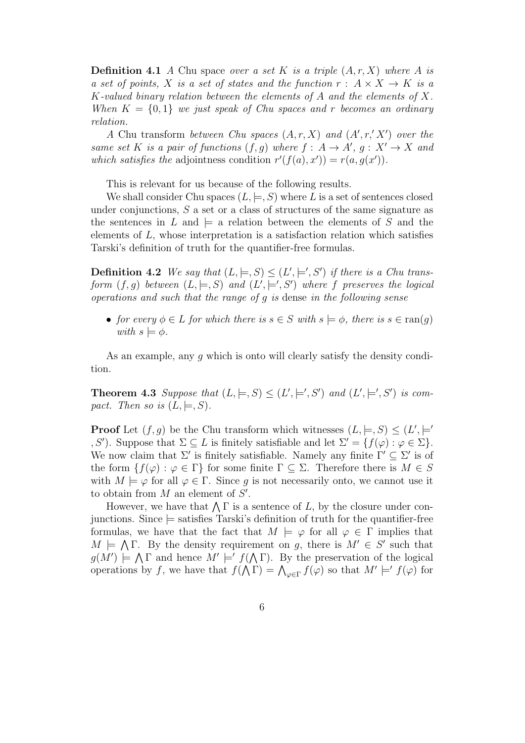**Definition 4.1** *A* Chu space *over a set $K$ is a triple $(A, r, X)$ where $A$ is a set of points, $X$ is a set of states and the function $r : A \times X \to K$ is a $K$-valued binary relation between the elements of $A$ and the elements of $X$. When $K = \{0, 1\}$ we just speak of Chu spaces and $r$ becomes an ordinary relation.*

*A* Chu transform *between Chu spaces $(A, r, X)$ and $(A', r,' X')$ over the same set $K$ is a pair of functions $(f, g)$ where $f : A \to A'$, $g : X' \to X$ and which satisfies the* adjointness condition $r'(f(a), x')) = r(a, g(x'))$.

This is relevant for us because of the following results.

We shall consider Chu spaces $(L, \models, S)$ where $L$ is a set of sentences closed under conjunctions, $S$ a set or a class of structures of the same signature as the sentences in $L$ and $\models$ a relation between the elements of $S$ and the elements of $L$, whose interpretation is a satisfaction relation which satisfies Tarski's definition of truth for the quantifier-free formulas.

**Definition 4.2** *We say that $(L, \models, S) \leq (L', \models', S')$ if there is a Chu transform $(f, g)$ between $(L, \models, S)$ and $(L', \models', S')$ where $f$ preserves the logical operations and such that the range of $g$ is* dense *in the following sense*

- *for every $\phi \in L$ for which there is $s \in S$ with $s \models \phi$, there is $s \in \mathrm{ran}(g)$ with $s \models \phi$.*

As an example, any $g$ which is onto will clearly satisfy the density condition.

**Theorem 4.3** *Suppose that $(L, \models, S) \leq (L', \models', S')$ and $(L', \models', S')$ is compact. Then so is $(L, \models, S)$.*

**Proof** Let $(f, g)$ be the Chu transform which witnesses $(L, \models, S) \leq (L', \models', S')$. Suppose that $\Sigma \subseteq L$ is finitely satisfiable and let $\Sigma' = \{f(\varphi) : \varphi \in \Sigma\}$. We now claim that $\Sigma'$ is finitely satisfiable. Namely any finite $\Gamma' \subseteq \Sigma'$ is of the form $\{f(\varphi) : \varphi \in \Gamma\}$ for some finite $\Gamma \subseteq \Sigma$. Therefore there is $M \in S$ with $M \models \varphi$ for all $\varphi \in \Gamma$. Since $g$ is not necessarily onto, we cannot use it to obtain from $M$ an element of $S'$.

However, we have that $\bigwedge \Gamma$ is a sentence of $L$, by the closure under conjunctions. Since $\models$ satisfies Tarski's definition of truth for the quantifier-free formulas, we have that the fact that $M \models \varphi$ for all $\varphi \in \Gamma$ implies that $M \models \bigwedge \Gamma$. By the density requirement on $g$, there is $M' \in S'$ such that $g(M') \models \bigwedge \Gamma$ and hence $M' \models' f(\bigwedge \Gamma)$. By the preservation of the logical operations by $f$, we have that $f(\bigwedge \Gamma) = \bigwedge_{\varphi \in \Gamma} f(\varphi)$ so that $M' \models' f(\varphi)$ for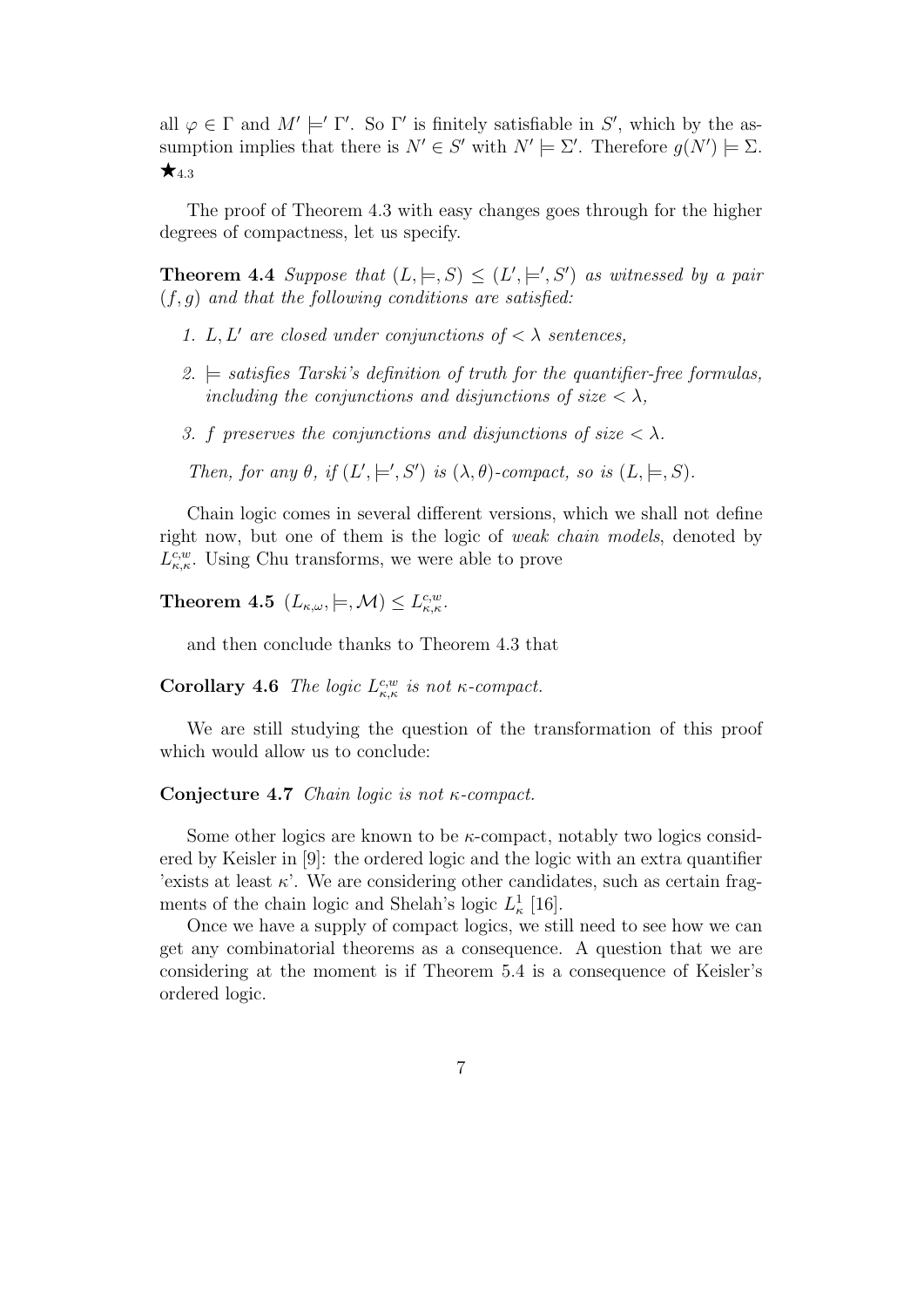all $\varphi \in \Gamma$ and $M' \models' \Gamma'$. So $\Gamma'$ is finitely satisfiable in $S'$, which by the assumption implies that there is $N' \in S'$ with $N' \models \Sigma'$. Therefore $g(N') \models \Sigma$. $\bigstar_{4.3}$

The proof of Theorem 4.3 with easy changes goes through for the higher degrees of compactness, let us specify.

**Theorem 4.4** *Suppose that $(L, \models, S) \leq (L', \models', S')$ as witnessed by a pair $(f, g)$ and that the following conditions are satisfied:*

1. *$L, L'$ are closed under conjunctions of $< \lambda$ sentences,*
2. *$\models$ satisfies Tarski's definition of truth for the quantifier-free formulas, including the conjunctions and disjunctions of size $< \lambda$,*
3. *$f$ preserves the conjunctions and disjunctions of size $< \lambda$.*

*Then, for any $\theta$, if $(L', \models', S')$ is $(\lambda, \theta)$-compact, so is $(L, \models, S)$.*

Chain logic comes in several different versions, which we shall not define right now, but one of them is the logic of *weak chain models*, denoted by $L^{c,w}_{\kappa,\kappa}$. Using Chu transforms, we were able to prove

**Theorem 4.5** $(L_{\kappa,\omega}, \models, \mathcal{M}) \leq L^{c,w}_{\kappa,\kappa}$.

and then conclude thanks to Theorem 4.3 that

**Corollary 4.6** *The logic $L^{c,w}_{\kappa,\kappa}$ is not $\kappa$-compact.*

We are still studying the question of the transformation of this proof which would allow us to conclude:

**Conjecture 4.7** *Chain logic is not $\kappa$-compact.*

Some other logics are known to be $\kappa$-compact, notably two logics considered by Keisler in [9]: the ordered logic and the logic with an extra quantifier 'exists at least $\kappa$'. We are considering other candidates, such as certain fragments of the chain logic and Shelah's logic $L^1_\kappa$ [16].

Once we have a supply of compact logics, we still need to see how we can get any combinatorial theorems as a consequence. A question that we are considering at the moment is if Theorem 5.4 is a consequence of Keisler's ordered logic.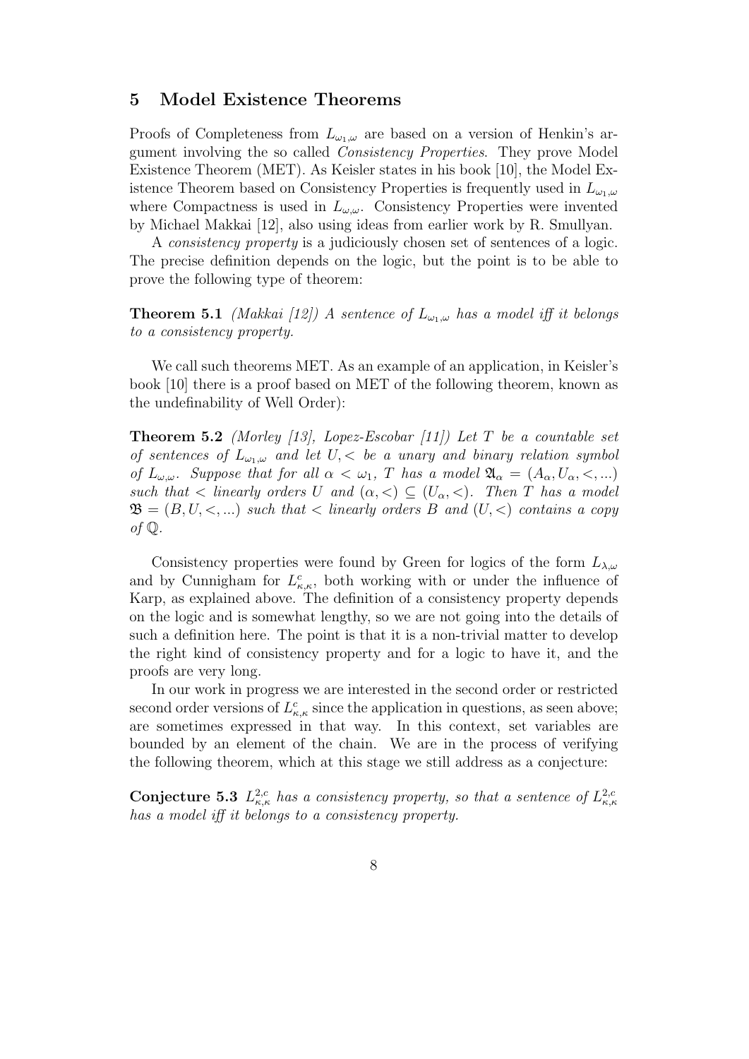## 5 Model Existence Theorems

Proofs of Completeness from $L_{\omega_1,\omega}$ are based on a version of Henkin's argument involving the so called *Consistency Properties*. They prove Model Existence Theorem (MET). As Keisler states in his book [10], the Model Existence Theorem based on Consistency Properties is frequently used in $L_{\omega_1,\omega}$ where Compactness is used in $L_{\omega,\omega}$. Consistency Properties were invented by Michael Makkai [12], also using ideas from earlier work by R. Smullyan.

A *consistency property* is a judiciously chosen set of sentences of a logic. The precise definition depends on the logic, but the point is to be able to prove the following type of theorem:

**Theorem 5.1** *(Makkai [12]) A sentence of $L_{\omega_1,\omega}$ has a model iff it belongs to a consistency property.*

We call such theorems MET. As an example of an application, in Keisler's book [10] there is a proof based on MET of the following theorem, known as the undefinability of Well Order):

**Theorem 5.2** *(Morley [13], Lopez-Escobar [11]) Let $T$ be a countable set of sentences of $L_{\omega_1,\omega}$ and let $U, <$ be a unary and binary relation symbol of $L_{\omega,\omega}$. Suppose that for all $\alpha < \omega_1$, $T$ has a model $\mathfrak{A}_\alpha = (A_\alpha, U_\alpha, <, ...)$ such that $<$ linearly orders $U$ and $(\alpha, <) \subseteq (U_\alpha, <)$. Then $T$ has a model $\mathfrak{B} = (B, U, <, ...)$ such that $<$ linearly orders $B$ and $(U, <)$ contains a copy of $\mathbb{Q}$.*

Consistency properties were found by Green for logics of the form $L_{\lambda,\omega}$ and by Cunnigham for $L^c_{\kappa,\kappa}$, both working with or under the influence of Karp, as explained above. The definition of a consistency property depends on the logic and is somewhat lengthy, so we are not going into the details of such a definition here. The point is that it is a non-trivial matter to develop the right kind of consistency property and for a logic to have it, and the proofs are very long.

In our work in progress we are interested in the second order or restricted second order versions of $L^c_{\kappa,\kappa}$ since the application in questions, as seen above; are sometimes expressed in that way. In this context, set variables are bounded by an element of the chain. We are in the process of verifying the following theorem, which at this stage we still address as a conjecture:

**Conjecture 5.3** *$L^{2,c}_{\kappa,\kappa}$ has a consistency property, so that a sentence of $L^{2,c}_{\kappa,\kappa}$ has a model iff it belongs to a consistency property.*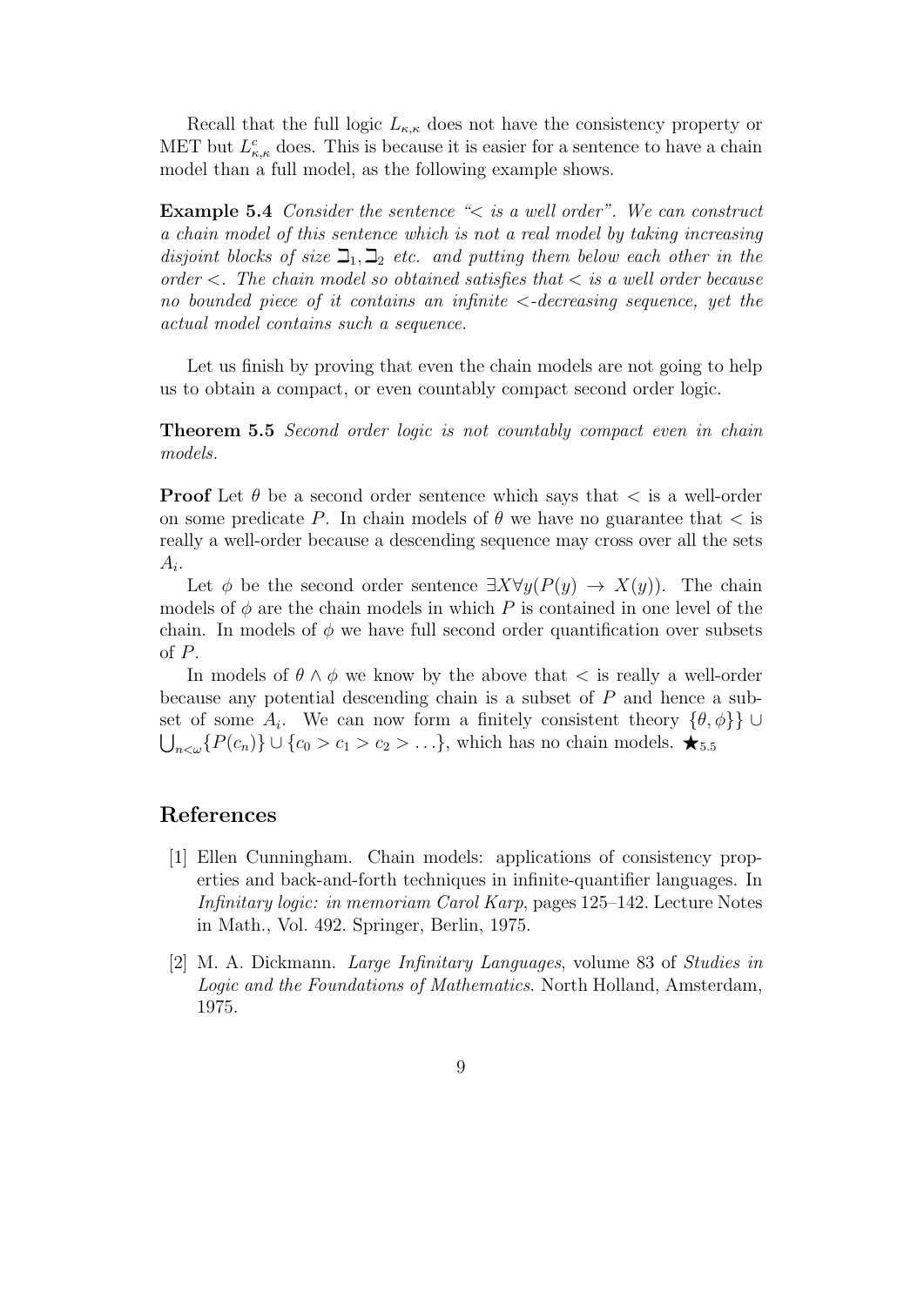Recall that the full logic $L_{\kappa,\kappa}$ does not have the consistency property or MET but $L^c_{\kappa,\kappa}$ does. This is because it is easier for a sentence to have a chain model than a full model, as the following example shows.

**Example 5.4** *Consider the sentence "$<$ is a well order". We can construct a chain model of this sentence which is not a real model by taking increasing disjoint blocks of size $\beth_1, \beth_2$ etc. and putting them below each other in the order $<$. The chain model so obtained satisfies that $<$ is a well order because no bounded piece of it contains an infinite $<$-decreasing sequence, yet the actual model contains such a sequence.*

Let us finish by proving that even the chain models are not going to help us to obtain a compact, or even countably compact second order logic.

**Theorem 5.5** *Second order logic is not countably compact even in chain models.*

**Proof** Let $\theta$ be a second order sentence which says that $<$ is a well-order on some predicate $P$. In chain models of $\theta$ we have no guarantee that $<$ is really a well-order because a descending sequence may cross over all the sets $A_i$.

Let $\phi$ be the second order sentence $\exists X \forall y (P(y) \to X(y))$. The chain models of $\phi$ are the chain models in which $P$ is contained in one level of the chain. In models of $\phi$ we have full second order quantification over subsets of $P$.

In models of $\theta \wedge \phi$ we know by the above that $<$ is really a well-order because any potential descending chain is a subset of $P$ and hence a subset of some $A_i$. We can now form a finitely consistent theory $\{\theta, \phi\}\} \cup \bigcup_{n<\omega}\{P(c_n)\} \cup \{c_0 > c_1 > c_2 > \ldots\}$, which has no chain models. $\bigstar_{5.5}$

## References

[1] Ellen Cunningham. Chain models: applications of consistency properties and back-and-forth techniques in infinite-quantifier languages. In *Infinitary logic: in memoriam Carol Karp*, pages 125–142. Lecture Notes in Math., Vol. 492. Springer, Berlin, 1975.

[2] M. A. Dickmann. *Large Infinitary Languages*, volume 83 of *Studies in Logic and the Foundations of Mathematics*. North Holland, Amsterdam, 1975.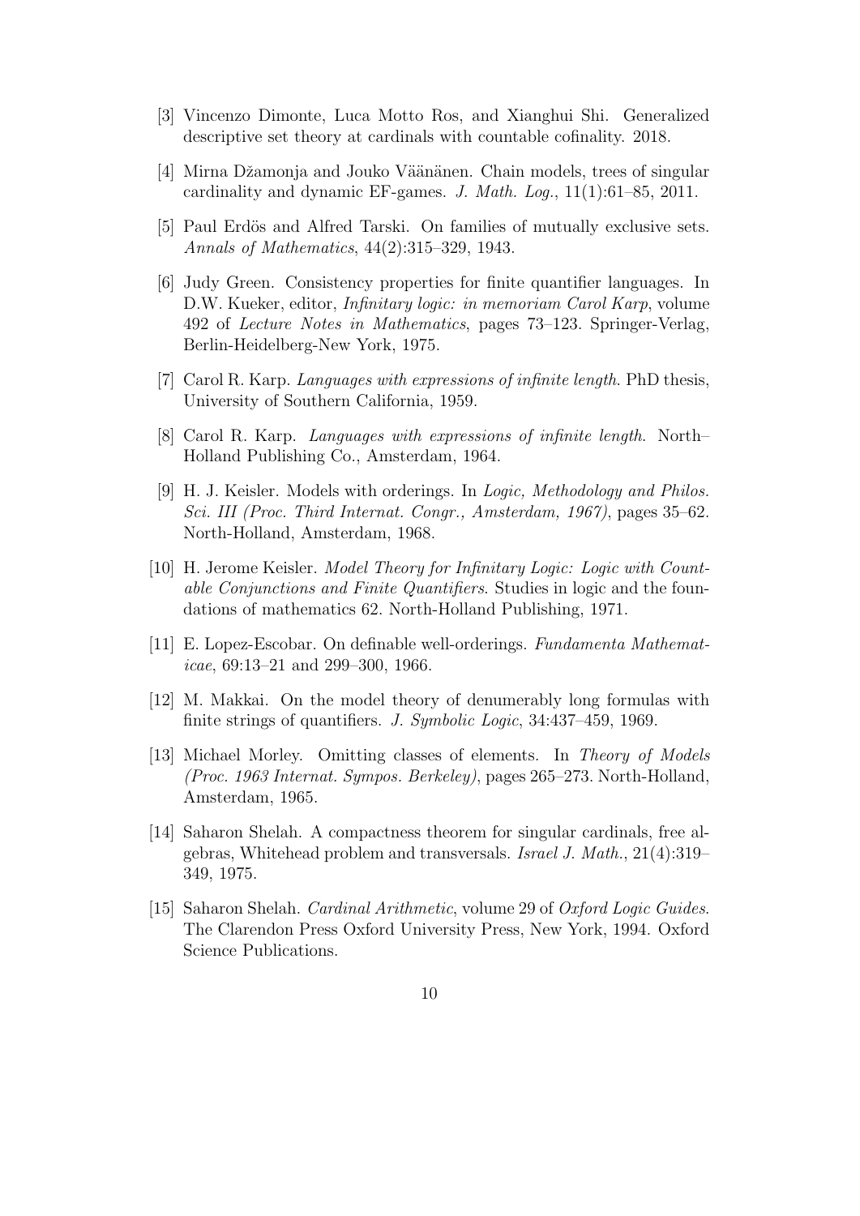[3] Vincenzo Dimonte, Luca Motto Ros, and Xianghui Shi. Generalized descriptive set theory at cardinals with countable cofinality. 2018.

[4] Mirna Džamonja and Jouko Väänänen. Chain models, trees of singular cardinality and dynamic EF-games. *J. Math. Log.*, 11(1):61–85, 2011.

[5] Paul Erdös and Alfred Tarski. On families of mutually exclusive sets. *Annals of Mathematics*, 44(2):315–329, 1943.

[6] Judy Green. Consistency properties for finite quantifier languages. In D.W. Kueker, editor, *Infinitary logic: in memoriam Carol Karp*, volume 492 of *Lecture Notes in Mathematics*, pages 73–123. Springer-Verlag, Berlin-Heidelberg-New York, 1975.

[7] Carol R. Karp. *Languages with expressions of infinite length*. PhD thesis, University of Southern California, 1959.

[8] Carol R. Karp. *Languages with expressions of infinite length*. North–Holland Publishing Co., Amsterdam, 1964.

[9] H. J. Keisler. Models with orderings. In *Logic, Methodology and Philos. Sci. III (Proc. Third Internat. Congr., Amsterdam, 1967)*, pages 35–62. North-Holland, Amsterdam, 1968.

[10] H. Jerome Keisler. *Model Theory for Infinitary Logic: Logic with Countable Conjunctions and Finite Quantifiers*. Studies in logic and the foundations of mathematics 62. North-Holland Publishing, 1971.

[11] E. Lopez-Escobar. On definable well-orderings. *Fundamenta Mathematicae*, 69:13–21 and 299–300, 1966.

[12] M. Makkai. On the model theory of denumerably long formulas with finite strings of quantifiers. *J. Symbolic Logic*, 34:437–459, 1969.

[13] Michael Morley. Omitting classes of elements. In *Theory of Models (Proc. 1963 Internat. Sympos. Berkeley)*, pages 265–273. North-Holland, Amsterdam, 1965.

[14] Saharon Shelah. A compactness theorem for singular cardinals, free algebras, Whitehead problem and transversals. *Israel J. Math.*, 21(4):319–349, 1975.

[15] Saharon Shelah. *Cardinal Arithmetic*, volume 29 of *Oxford Logic Guides*. The Clarendon Press Oxford University Press, New York, 1994. Oxford Science Publications.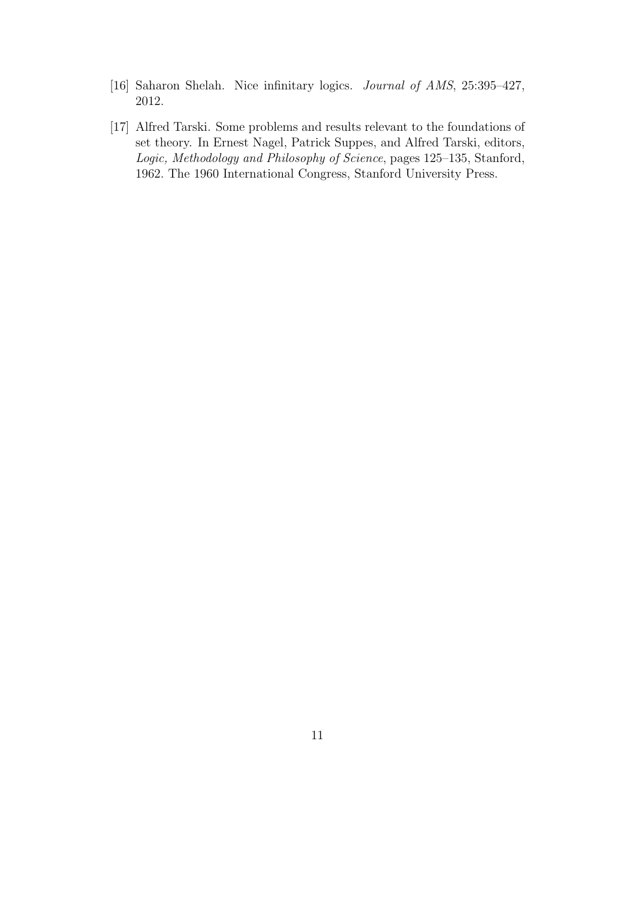[16] Saharon Shelah. Nice infinitary logics. *Journal of AMS*, 25:395–427, 2012.

[17] Alfred Tarski. Some problems and results relevant to the foundations of set theory. In Ernest Nagel, Patrick Suppes, and Alfred Tarski, editors, *Logic, Methodology and Philosophy of Science*, pages 125–135, Stanford, 1962. The 1960 International Congress, Stanford University Press.